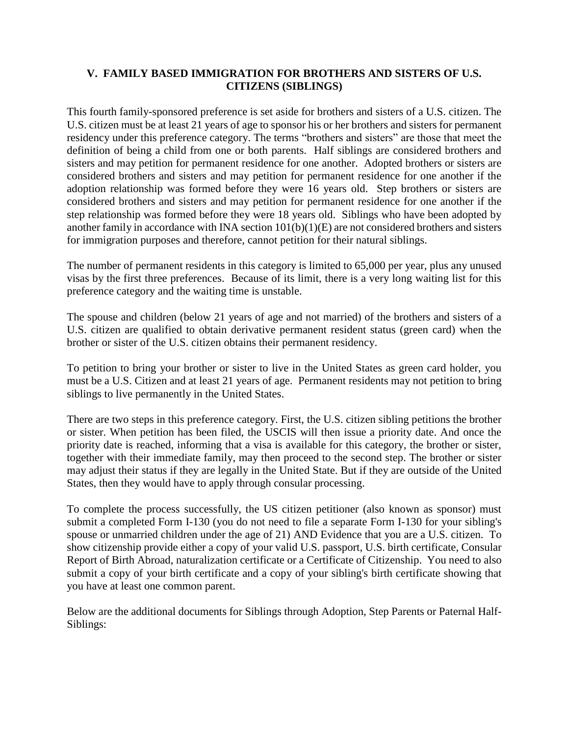## V. FAMILY BASED IMMIGRATION FOR BROTHERS AND SISTERS OF U.S. CITIZENS (SIBLINGS)

This fourth family-sponsored preference is set aside for brothers and sisters of a U.S. citizen. The U.S. citizen must be at least 21 years of age to sponsor his or her brothers and sisters for permanent residency under this preference category. The terms "brothers and sisters" are those that meet the definition of being a child from one or both parents. Half siblings are considered brothers and sisters and may petition for permanent residence for one another. Adopted brothers or sisters are considered brothers and sisters and may petition for permanent residence for one another if the adoption relationship was formed before they were 16 years old. Step brothers or sisters are considered brothers and sisters and may petition for permanent residence for one another if the step relationship was formed before they were 18 years old. Siblings who have been adopted by another family in accordance with INA section 101(b)(1)(E) are not considered brothers and sisters for immigration purposes and therefore, cannot petition for their natural siblings.

The number of permanent residents in this category is limited to 65,000 per year, plus any unused visas by the first three preferences. Because of its limit, there is a very long waiting list for this preference category and the waiting time is unstable.

The spouse and children (below 21 years of age and not married) of the brothers and sisters of a U.S. citizen are qualified to obtain derivative permanent resident status (green card) when the brother or sister of the U.S. citizen obtains their permanent residency.

To petition to bring your brother or sister to live in the United States as green card holder, you must be a U.S. Citizen and at least 21 years of age. Permanent residents may not petition to bring siblings to live permanently in the United States.

There are two steps in this preference category. First, the U.S. citizen sibling petitions the brother or sister. When petition has been filed, the USCIS will then issue a priority date. And once the priority date is reached, informing that a visa is available for this category, the brother or sister, together with their immediate family, may then proceed to the second step. The brother or sister may adjust their status if they are legally in the United State. But if they are outside of the United States, then they would have to apply through consular processing.

To complete the process successfully, the US citizen petitioner (also known as sponsor) must submit a completed Form I-130 (you do not need to file a separate Form I-130 for your sibling's spouse or unmarried children under the age of 21) AND Evidence that you are a U.S. citizen. To show citizenship provide either a copy of your valid U.S. passport, U.S. birth certificate, Consular Report of Birth Abroad, naturalization certificate or a Certificate of Citizenship. You need to also submit a copy of your birth certificate and a copy of your sibling's birth certificate showing that you have at least one common parent.

Below are the additional documents for Siblings through Adoption, Step Parents or Paternal Half-Siblings: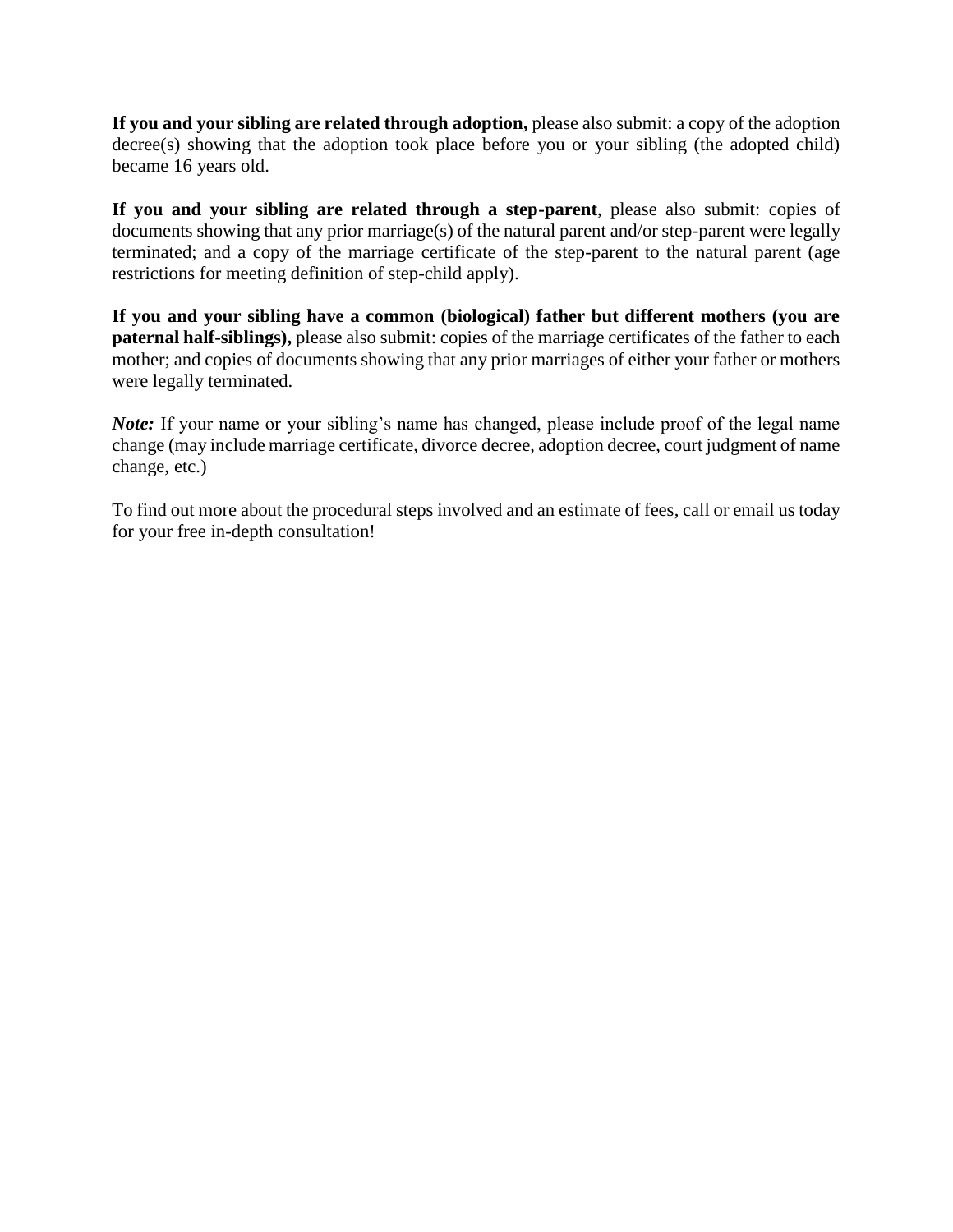**If you and your sibling are related through adoption,** please also submit: a copy of the adoption decree(s) showing that the adoption took place before you or your sibling (the adopted child) became 16 years old.

**If you and your sibling are related through a step-parent**, please also submit: copies of documents showing that any prior marriage(s) of the natural parent and/or step-parent were legally terminated; and a copy of the marriage certificate of the step-parent to the natural parent (age restrictions for meeting definition of step-child apply).

**If you and your sibling have a common (biological) father but different mothers (you are paternal half-siblings),** please also submit: copies of the marriage certificates of the father to each mother; and copies of documents showing that any prior marriages of either your father or mothers were legally terminated.

***Note:*** If your name or your sibling's name has changed, please include proof of the legal name change (may include marriage certificate, divorce decree, adoption decree, court judgment of name change, etc.)

To find out more about the procedural steps involved and an estimate of fees, call or email us today for your free in-depth consultation!